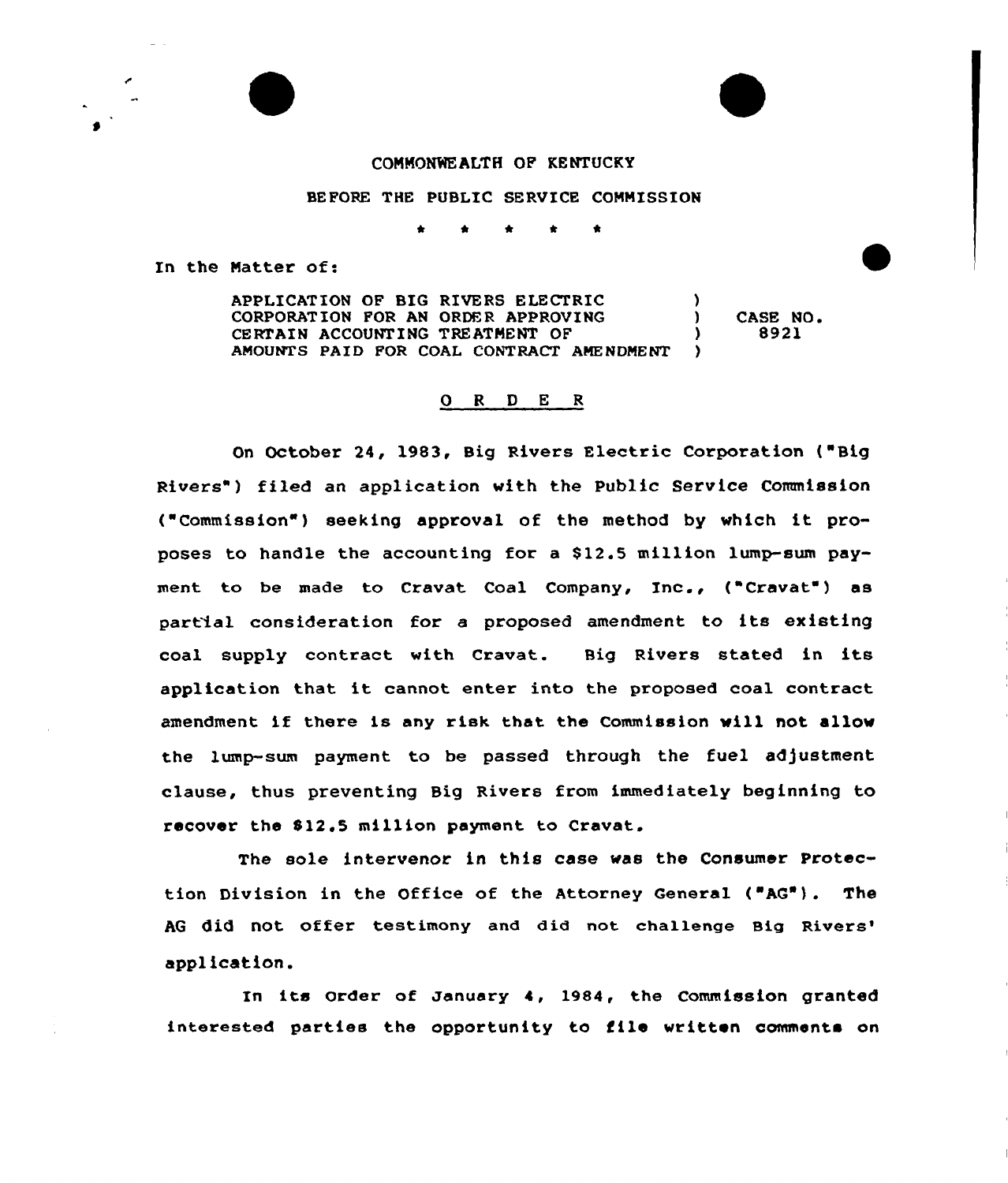COMMONWEALTH OF KENTUCKY

BEFORE THE PUBLIC SERVICE COMMISSION

\* \* \* \* \*

In the Matter of:

| | | |
|---|---|---|
| APPLICATION OF BIG RIVERS ELECTRIC CORPORATION FOR AN ORDER APPROVING CERTAIN ACCOUNTING TREATMENT OF AMOUNTS PAID FOR COAL CONTRACT AMENDMENT | ) ) ) ) | CASE NO. 8921 |

## O R D E R

On October 24, 1983, Big Rivers Electric Corporation ("Big Rivers") filed an application with the Public Service Commission ("Commission") seeking approval of the method by which it proposes to handle the accounting for a $12.5 million lump-sum payment to be made to Cravat Coal Company, Inc., ("Cravat") as partial consideration for a proposed amendment to its existing coal supply contract with Cravat. Big Rivers stated in its application that it cannot enter into the proposed coal contract amendment if there is any risk that the Commission will not allow the lump-sum payment to be passed through the fuel adjustment clause, thus preventing Big Rivers from immediately beginning to recover the $12.5 million payment to Cravat.

The sole intervenor in this case was the Consumer Protection Division in the Office of the Attorney General ("AG"). The AG did not offer testimony and did not challenge Big Rivers' application.

In its Order of January 4, 1984, the Commission granted interested parties the opportunity to file written comments on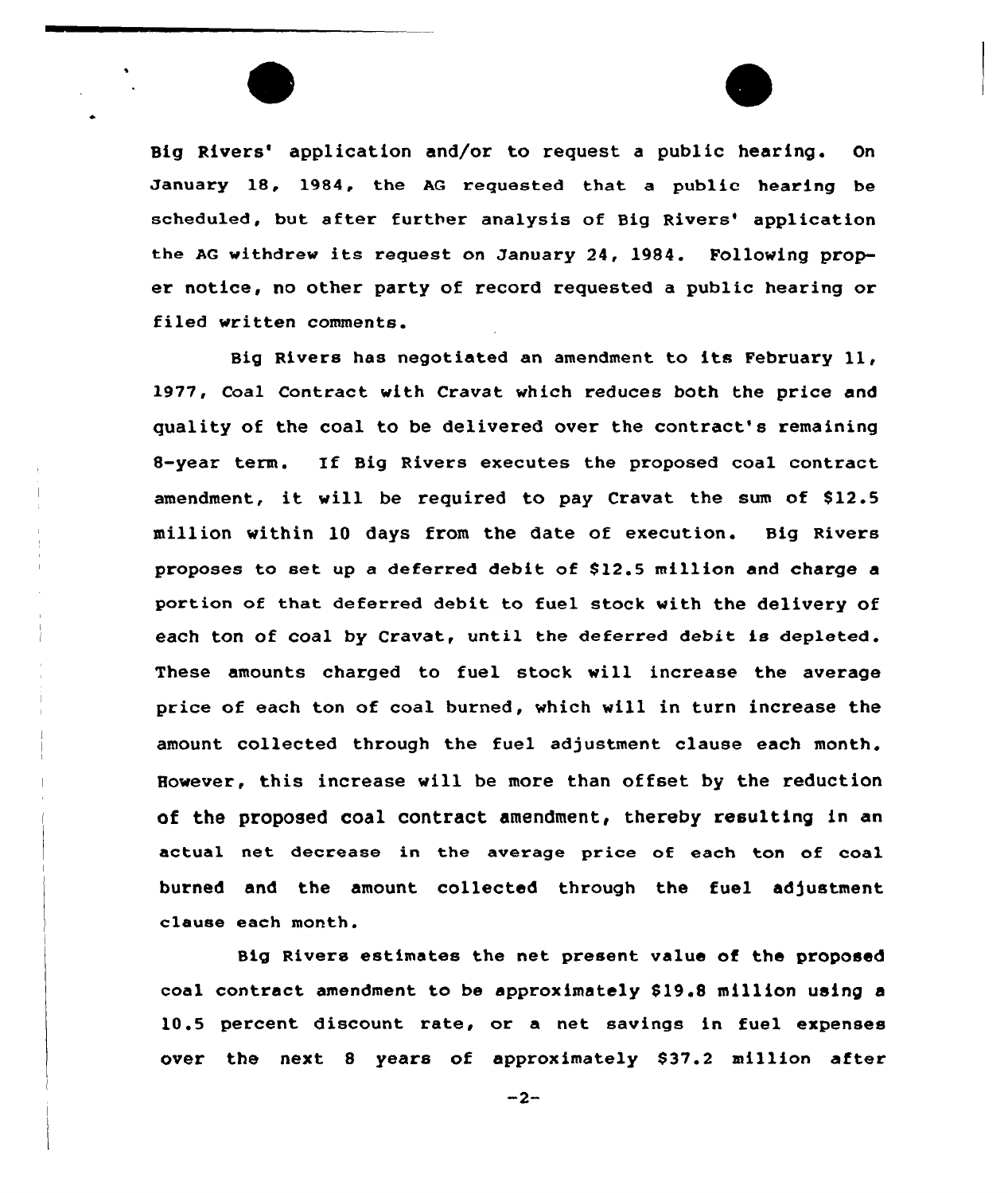Big Rivers' application and/or to request a public hearing. On January 18, 1984, the AG requested that a public hearing be scheduled, but after further analysis of Big Rivers' application the AG withdrew its request on January 24, 1984. Following proper notice, no other party of record requested a public hearing or filed written comments.

Big Rivers has negotiated an amendment to its February 11, 1977, Coal Contract with Cravat which reduces both the price and quality of the coal to be delivered over the contract's remaining 8-year term. If Big Rivers executes the proposed coal contract amendment, it will be required to pay Cravat the sum of $12.5 million within 10 days from the date of execution. Big Rivers proposes to set up a deferred debit of $12.5 million and charge a portion of that deferred debit to fuel stock with the delivery of each ton of coal by Cravat, until the deferred debit is depleted. These amounts charged to fuel stock will increase the average price of each ton of coal burned, which will in turn increase the amount collected through the fuel adjustment clause each month. However, this increase will be more than offset by the reduction of the proposed coal contract amendment, thereby resulting in an actual net decrease in the average price of each ton of coal burned and the amount collected through the fuel adjustment clause each month.

Big Rivers estimates the net present value of the proposed coal contract amendment to be approximately $19.8 million using a 10.5 percent discount rate, or a net savings in fuel expenses over the next 8 years of approximately $37.2 million after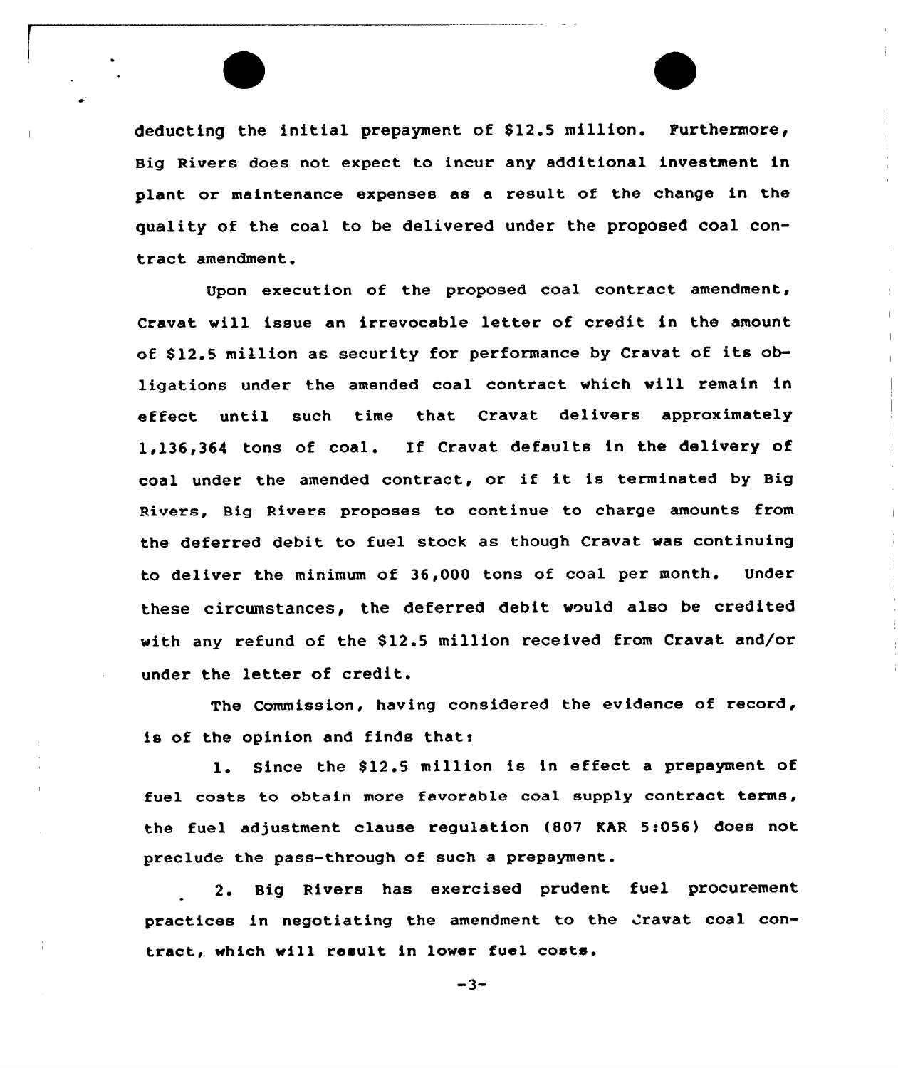deducting the initial prepayment of $12.5 million. Furthermore, Big Rivers does not expect to incur any additional investment in plant or maintenance expenses as a result of the change in the quality of the coal to be delivered under the proposed coal contract amendment.

Upon execution of the proposed coal contract amendment, Cravat will issue an irrevocable letter of credit in the amount of $12.5 million as security for performance by Cravat of its obligations under the amended coal contract which will remain in effect until such time that Cravat delivers approximately 1,136,364 tons of coal. If Cravat defaults in the delivery of coal under the amended contract, or if it is terminated by Big Rivers, Big Rivers proposes to continue to charge amounts from the deferred debit to fuel stock as though Cravat was continuing to deliver the minimum of 36,000 tons of coal per month. Under these circumstances, the deferred debit would also be credited with any refund of the $12.5 million received from Cravat and/or under the letter of credit.

The Commission, having considered the evidence of record, is of the opinion and finds that:

1. Since the $12.5 million is in effect a prepayment of fuel costs to obtain more favorable coal supply contract terms, the fuel adjustment clause regulation (807 KAR 5:056) does not preclude the pass-through of such a prepayment.

2. Big Rivers has exercised prudent fuel procurement practices in negotiating the amendment to the Cravat coal contract, which will result in lower fuel costs.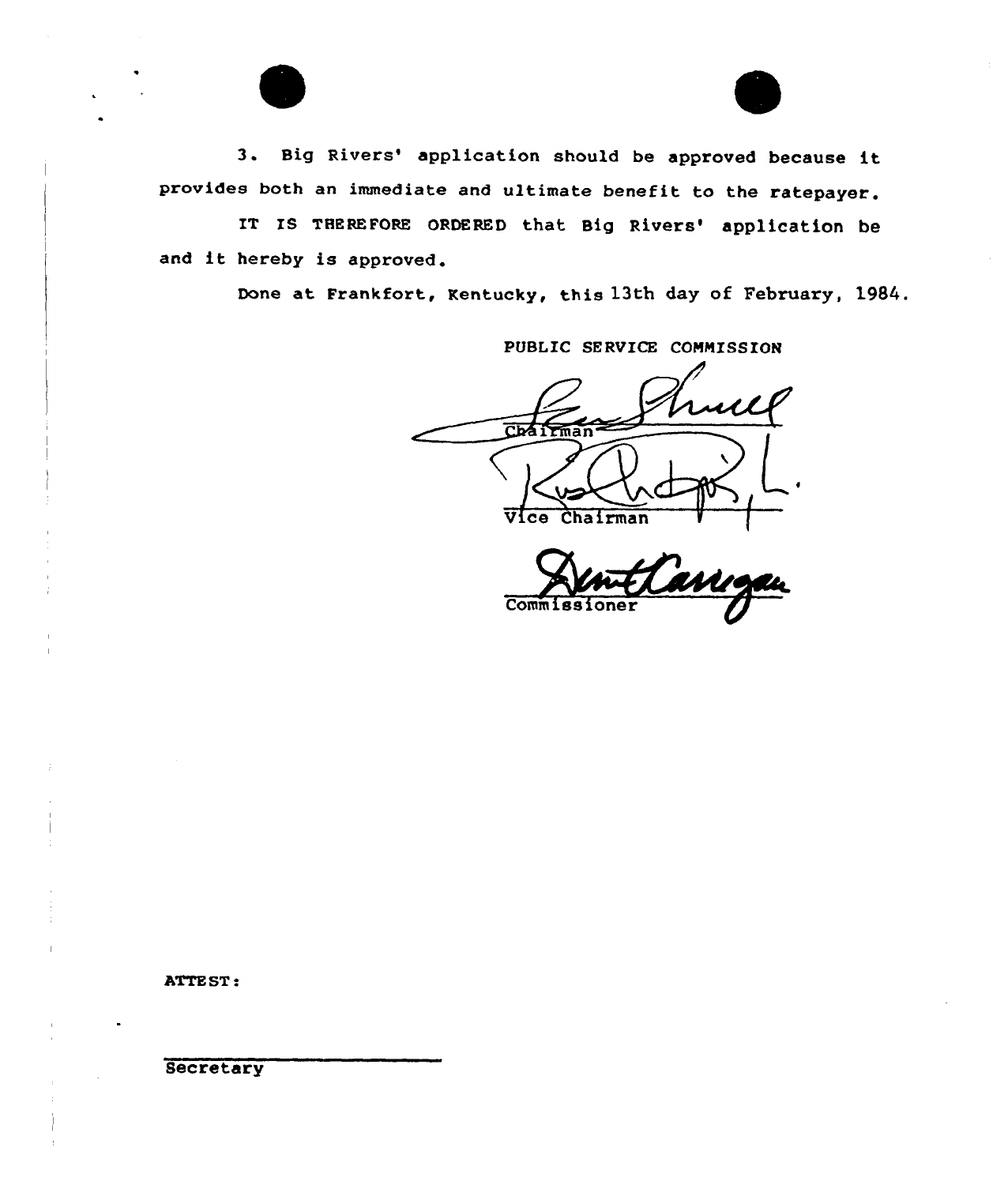3. Big Rivers' application should be approved because it provides both an immediate and ultimate benefit to the ratepayer.

IT IS THEREFORE ORDERED that Big Rivers' application be and it hereby is approved.

Done at Frankfort, Kentucky, this 13th day of February, 1984.

PUBLIC SERVICE COMMISSION

Chairman

Vice Chairman

Commissioner

ATTEST:

Secretary